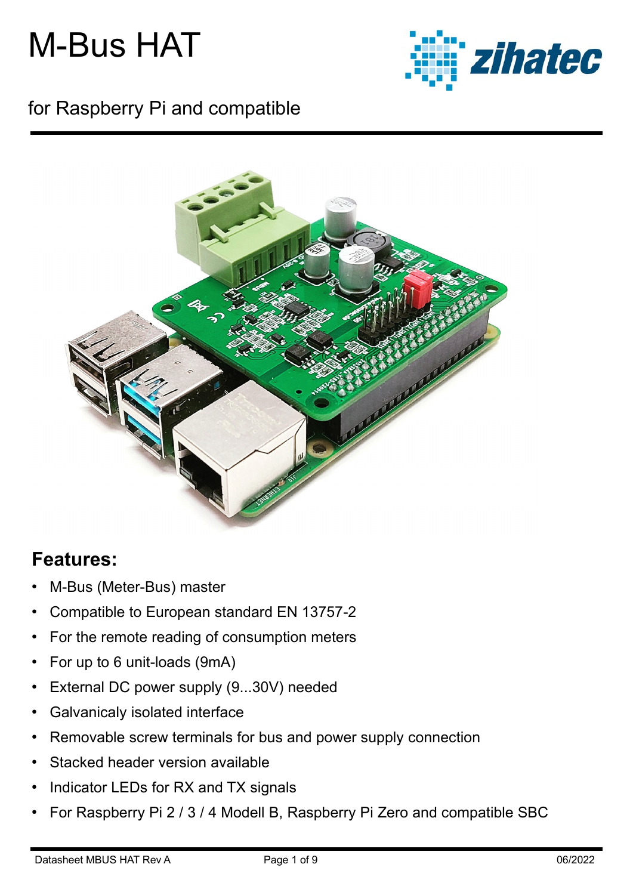# M-Bus HAT

for Raspberry Pi and compatible

## Features:

- M-Bus (Meter-Bus) master
- Compatible to European standard EN 13757-2
- For the remote reading of consumption meters
- For up to 6 unit-loads (9mA)
- External DC power supply (9...30V) needed
- Galvanicaly isolated interface
- Removable screw terminals for bus and power supply connection
- Stacked header version available
- Indicator LEDs for RX and TX signals
- For Raspberry Pi 2 / 3 / 4 Modell B, Raspberry Pi Zero and compatible SBC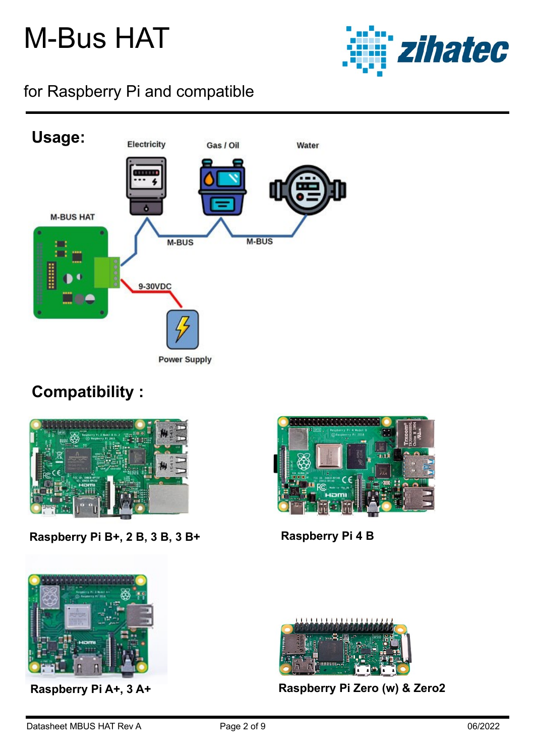# M-Bus HAT

for Raspberry Pi and compatible

## Usage:

## Compatibility :

**Raspberry Pi B+, 2 B, 3 B, 3 B+**

**Raspberry Pi 4 B**

**Raspberry Pi A+, 3 A+**

**Raspberry Pi Zero (w) & Zero2**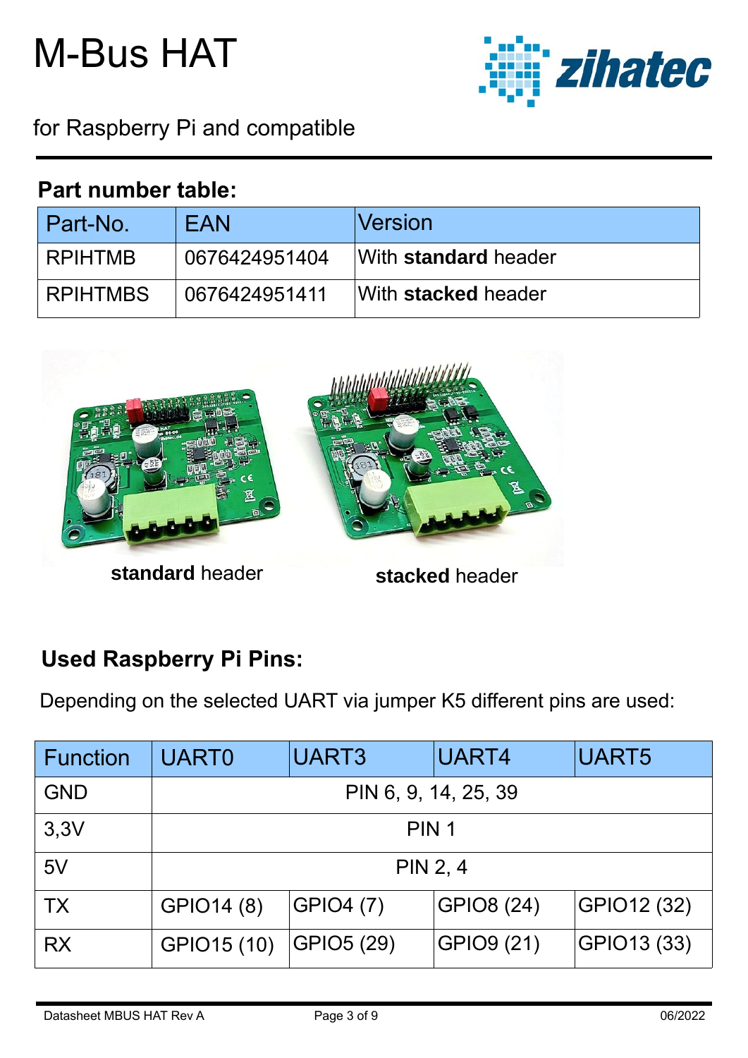# M-Bus HAT

for Raspberry Pi and compatible

## Part number table:

| Part-No. | EAN | Version |
|---|---|---|
| RPIHTMB | 0676424951404 | With **standard** header |
| RPIHTMBS | 0676424951411 | With **stacked** header |

**standard** header

**stacked** header

## Used Raspberry Pi Pins:

Depending on the selected UART via jumper K5 different pins are used:

| Function | UART0 | UART3 | UART4 | UART5 |
|---|---|---|---|---|
| GND | PIN 6, 9, 14, 25, 39 | | | |
| 3,3V | PIN 1 | | | |
| 5V | PIN 2, 4 | | | |
| TX | GPIO14 (8) | GPIO4 (7) | GPIO8 (24) | GPIO12 (32) |
| RX | GPIO15 (10) | GPIO5 (29) | GPIO9 (21) | GPIO13 (33) |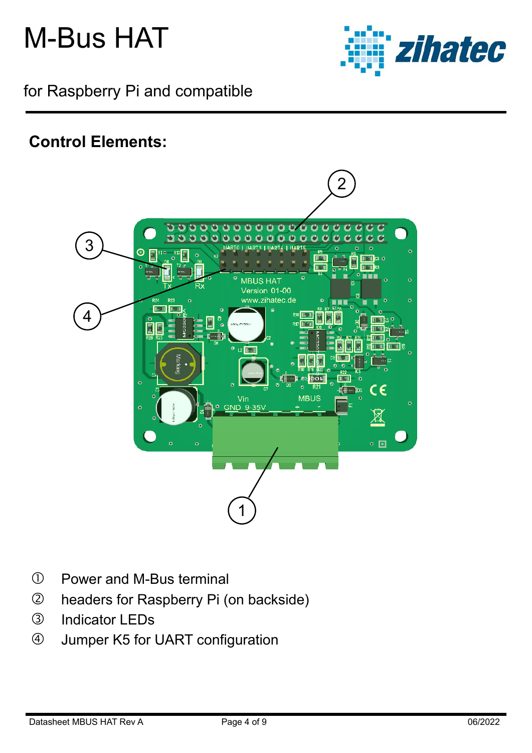# M-Bus HAT

for Raspberry Pi and compatible

## Control Elements:

① Power and M-Bus terminal

② headers for Raspberry Pi (on backside)

③ Indicator LEDs

④ Jumper K5 for UART configuration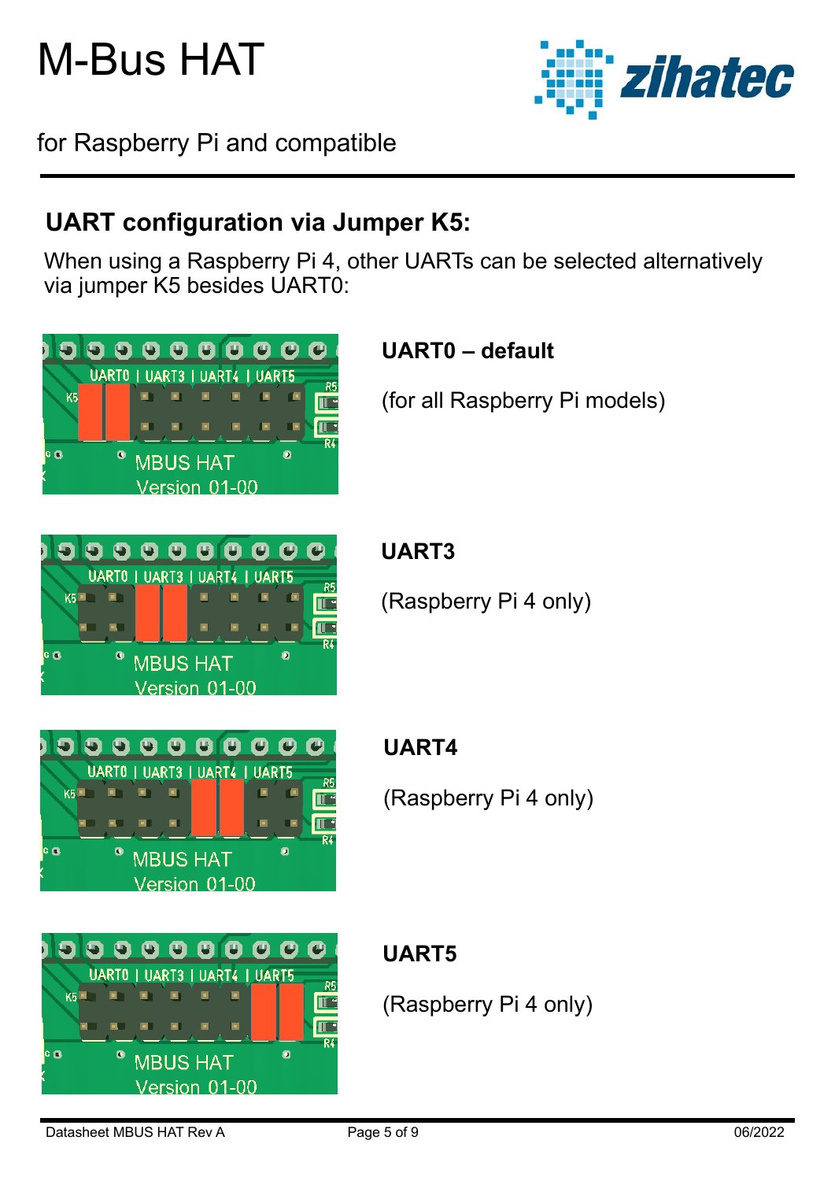## UART configuration via Jumper K5:

When using a Raspberry Pi 4, other UARTs can be selected alternatively via jumper K5 besides UART0:

**UART0 – default**

(for all Raspberry Pi models)

**UART3**

(Raspberry Pi 4 only)

**UART4**

(Raspberry Pi 4 only)

**UART5**

(Raspberry Pi 4 only)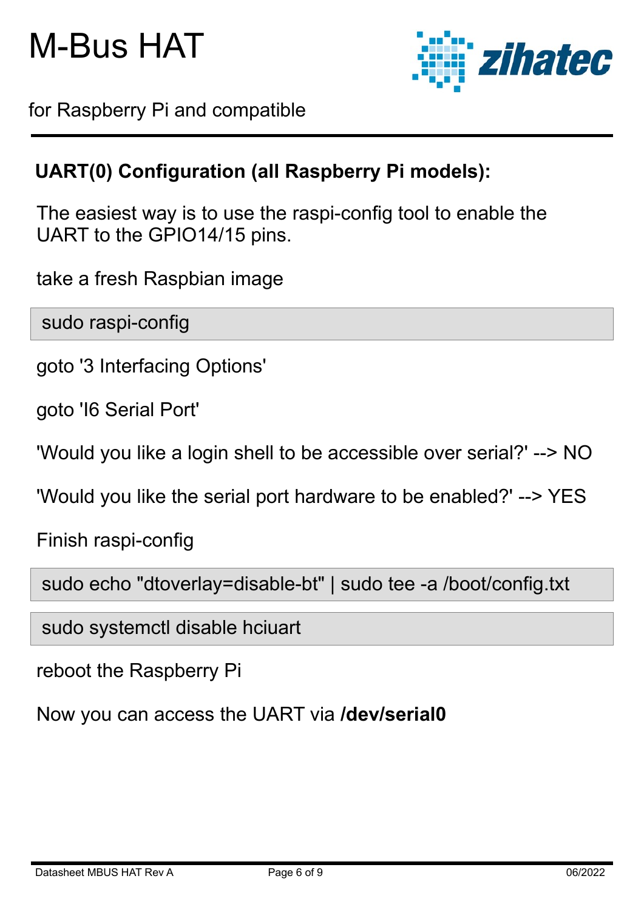## UART(0) Configuration (all Raspberry Pi models):

The easiest way is to use the raspi-config tool to enable the UART to the GPIO14/15 pins.

take a fresh Raspbian image

```
sudo raspi-config
```

goto '3 Interfacing Options'

goto 'I6 Serial Port'

'Would you like a login shell to be accessible over serial?' --> NO

'Would you like the serial port hardware to be enabled?' --> YES

Finish raspi-config

```
sudo echo "dtoverlay=disable-bt" | sudo tee -a /boot/config.txt
```

```
sudo systemctl disable hciuart
```

reboot the Raspberry Pi

Now you can access the UART via **/dev/serial0**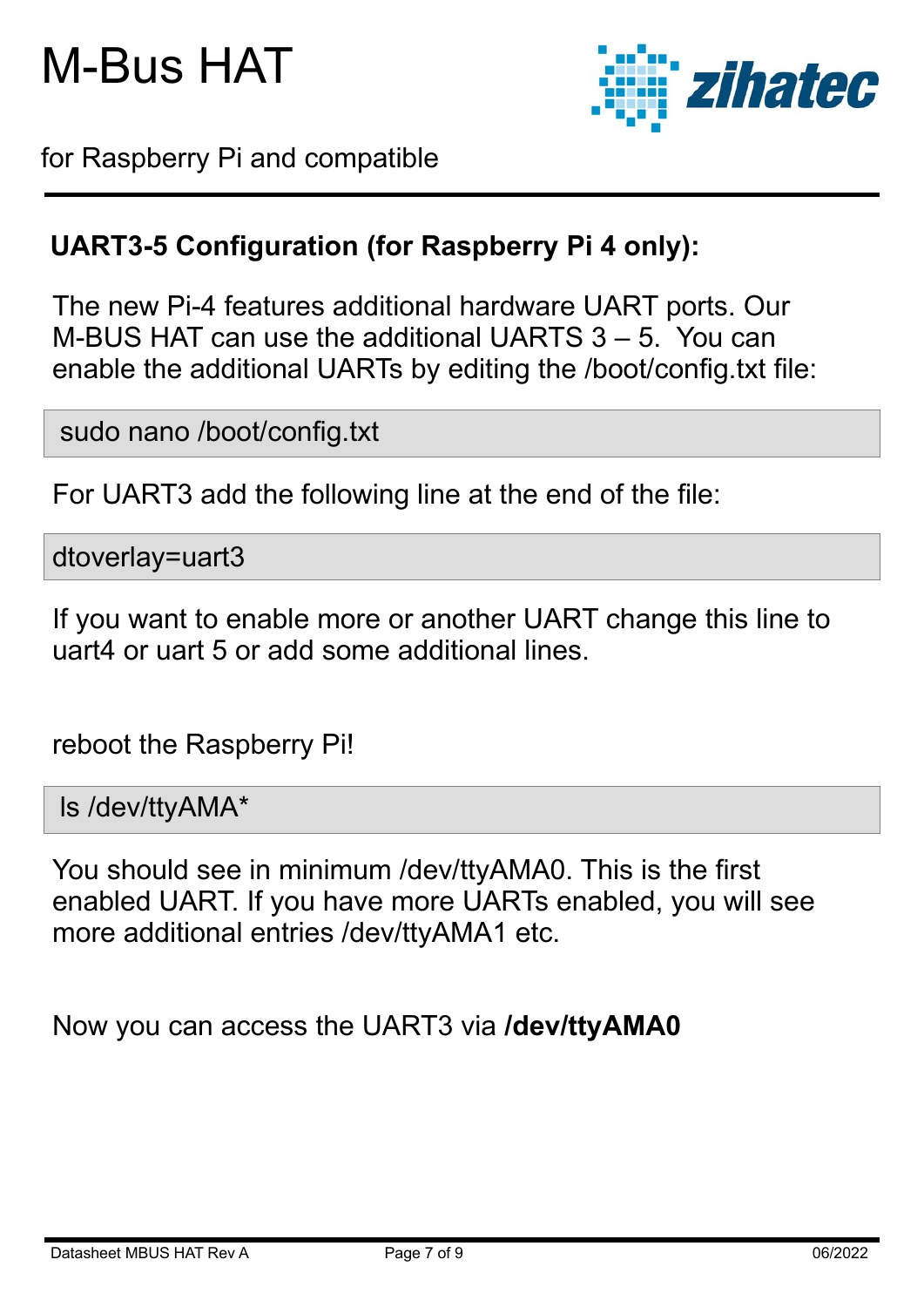## UART3-5 Configuration (for Raspberry Pi 4 only):

The new Pi-4 features additional hardware UART ports. Our M-BUS HAT can use the additional UARTS 3 – 5. You can enable the additional UARTs by editing the /boot/config.txt file:

```
sudo nano /boot/config.txt
```

For UART3 add the following line at the end of the file:

```
dtoverlay=uart3
```

If you want to enable more or another UART change this line to uart4 or uart 5 or add some additional lines.

reboot the Raspberry Pi!

```
ls /dev/ttyAMA*
```

You should see in minimum /dev/ttyAMA0. This is the first enabled UART. If you have more UARTs enabled, you will see more additional entries /dev/ttyAMA1 etc.

Now you can access the UART3 via **/dev/ttyAMA0**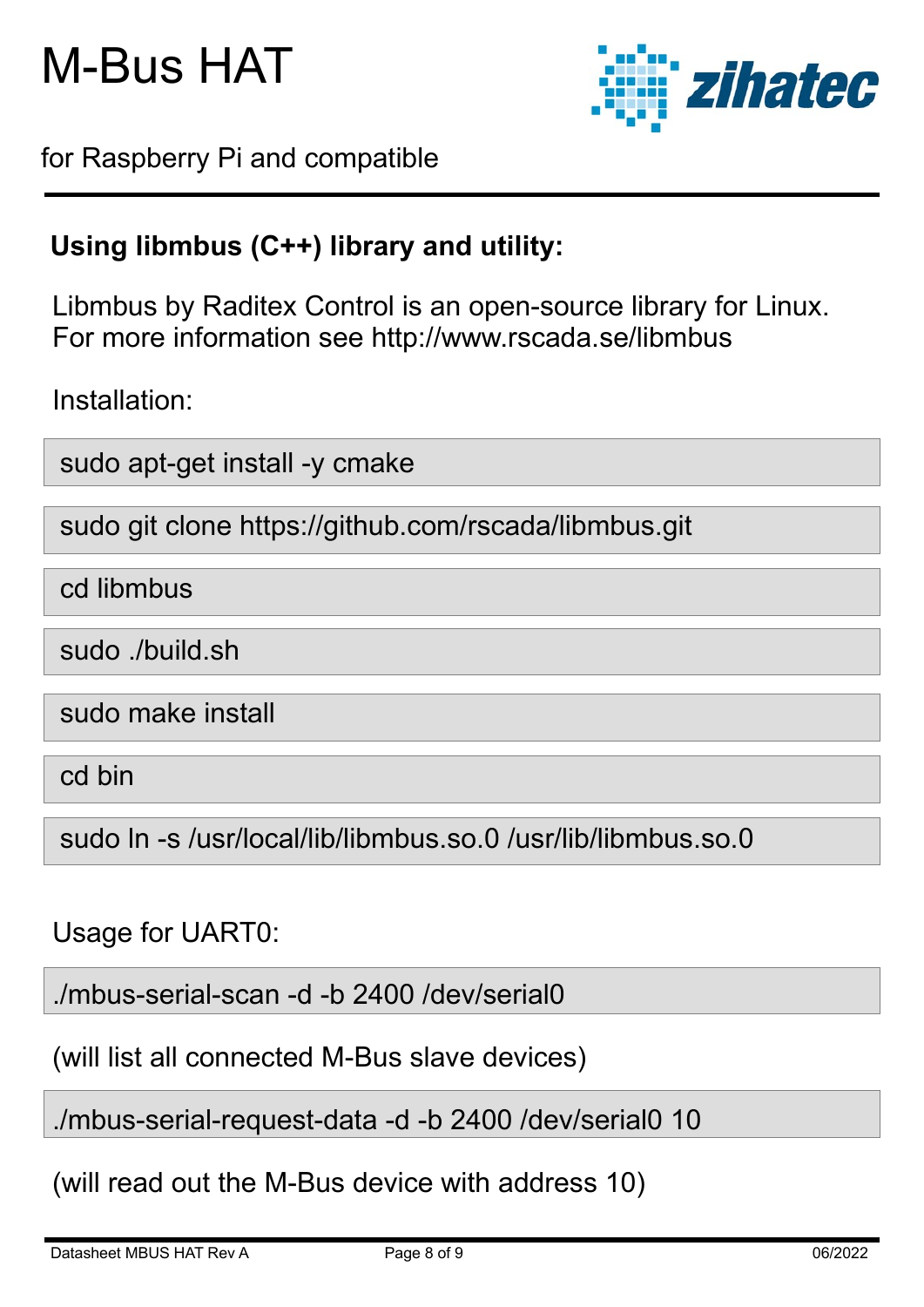## Using libmbus (C++) library and utility:

Libmbus by Raditex Control is an open-source library for Linux.
For more information see http://www.rscada.se/libmbus

Installation:

```
sudo apt-get install -y cmake
```

```
sudo git clone https://github.com/rscada/libmbus.git
```

```
cd libmbus
```

```
sudo ./build.sh
```

```
sudo make install
```

```
cd bin
```

```
sudo ln -s /usr/local/lib/libmbus.so.0 /usr/lib/libmbus.so.0
```

Usage for UART0:

```
./mbus-serial-scan -d -b 2400 /dev/serial0
```

(will list all connected M-Bus slave devices)

```
./mbus-serial-request-data -d -b 2400 /dev/serial0 10
```

(will read out the M-Bus device with address 10)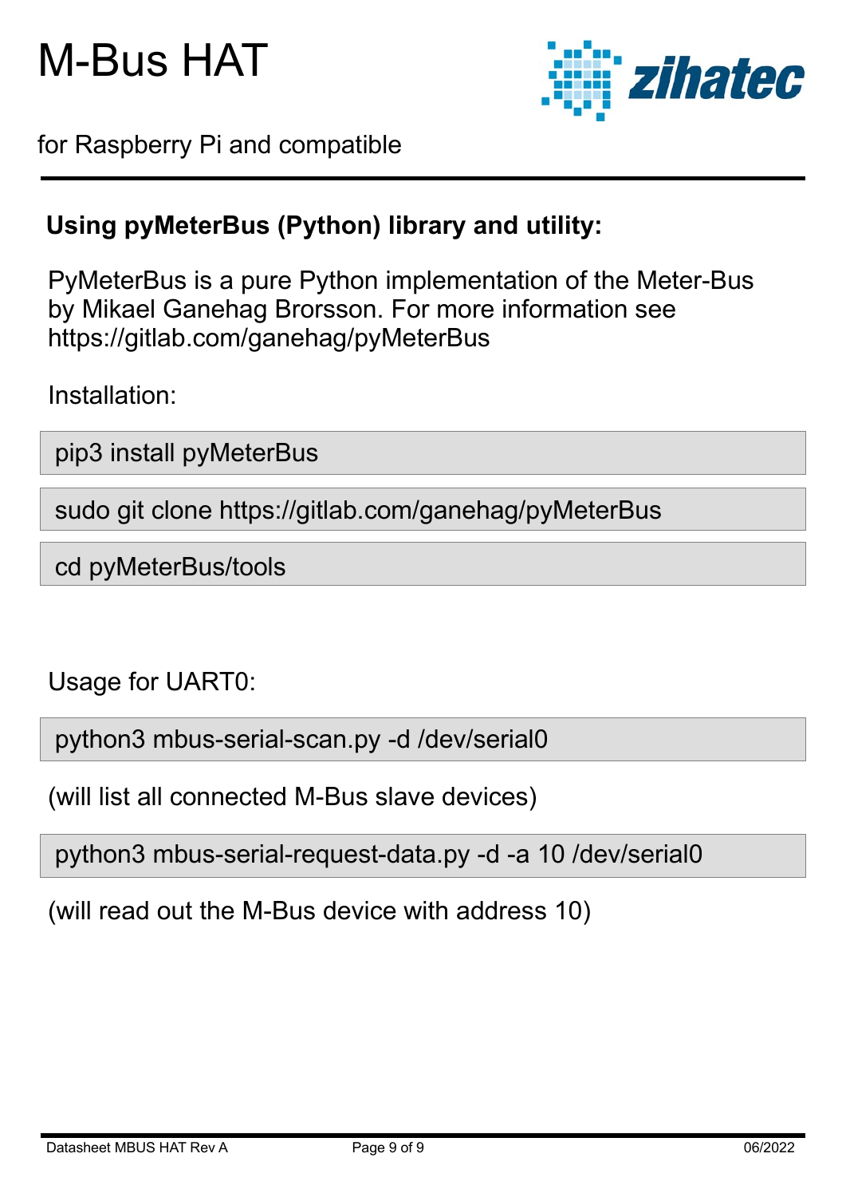## Using pyMeterBus (Python) library and utility:

PyMeterBus is a pure Python implementation of the Meter-Bus by Mikael Ganehag Brorsson. For more information see https://gitlab.com/ganehag/pyMeterBus

Installation:

```
pip3 install pyMeterBus
```

```
sudo git clone https://gitlab.com/ganehag/pyMeterBus
```

```
cd pyMeterBus/tools
```

Usage for UART0:

```
python3 mbus-serial-scan.py -d /dev/serial0
```

(will list all connected M-Bus slave devices)

```
python3 mbus-serial-request-data.py -d -a 10 /dev/serial0
```

(will read out the M-Bus device with address 10)